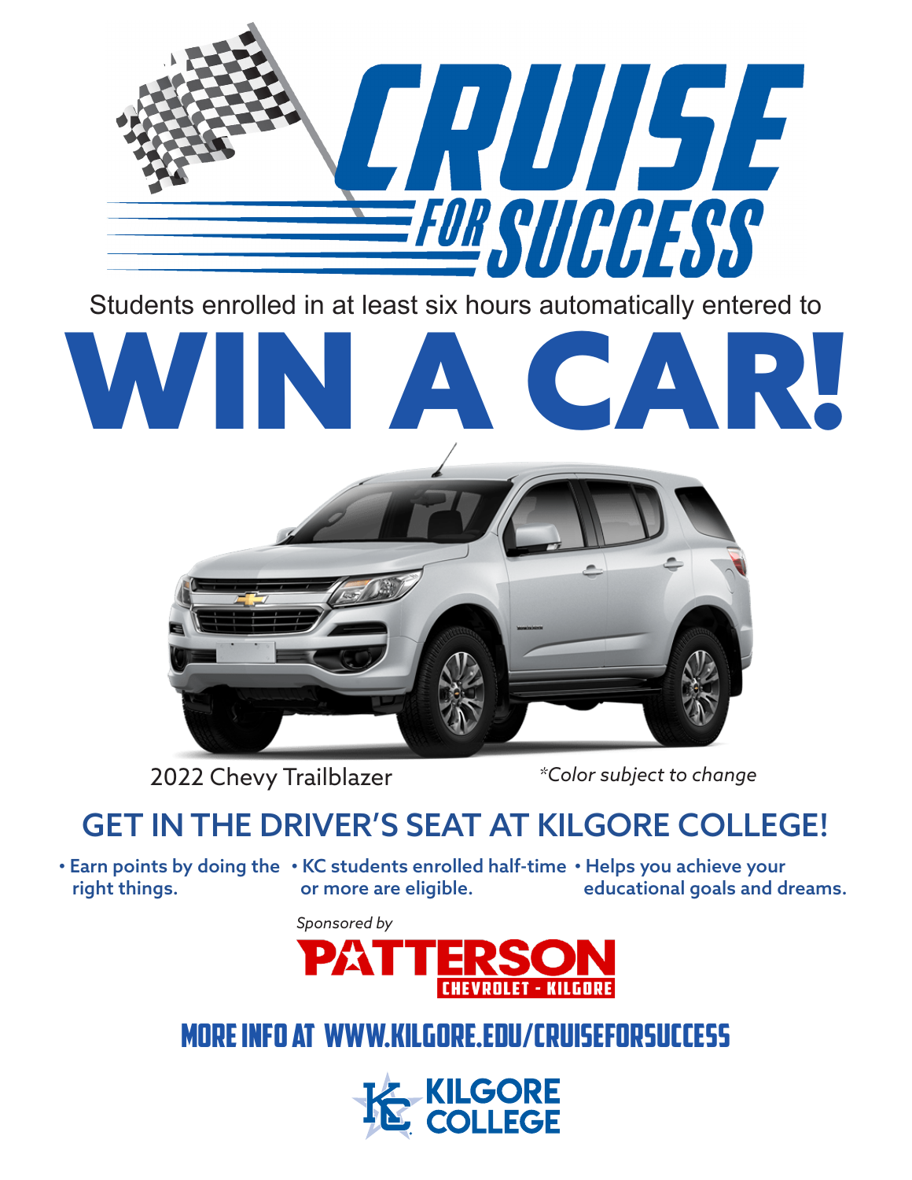# CRUISE FOR SUCCESS

Students enrolled in at least six hours automatically entered to

# WIN A CAR!

2022 Chevy Trailblazer

*\*Color subject to change*

## GET IN THE DRIVER'S SEAT AT KILGORE COLLEGE!

- Earn points by doing the right things.
- KC students enrolled half-time or more are eligible.
- Helps you achieve your educational goals and dreams.

*Sponsored by*

**PATTERSON**
CHEVROLET - KILGORE

MORE INFO AT WWW.KILGORE.EDU/CRUISEFORSUCCESS

KILGORE COLLEGE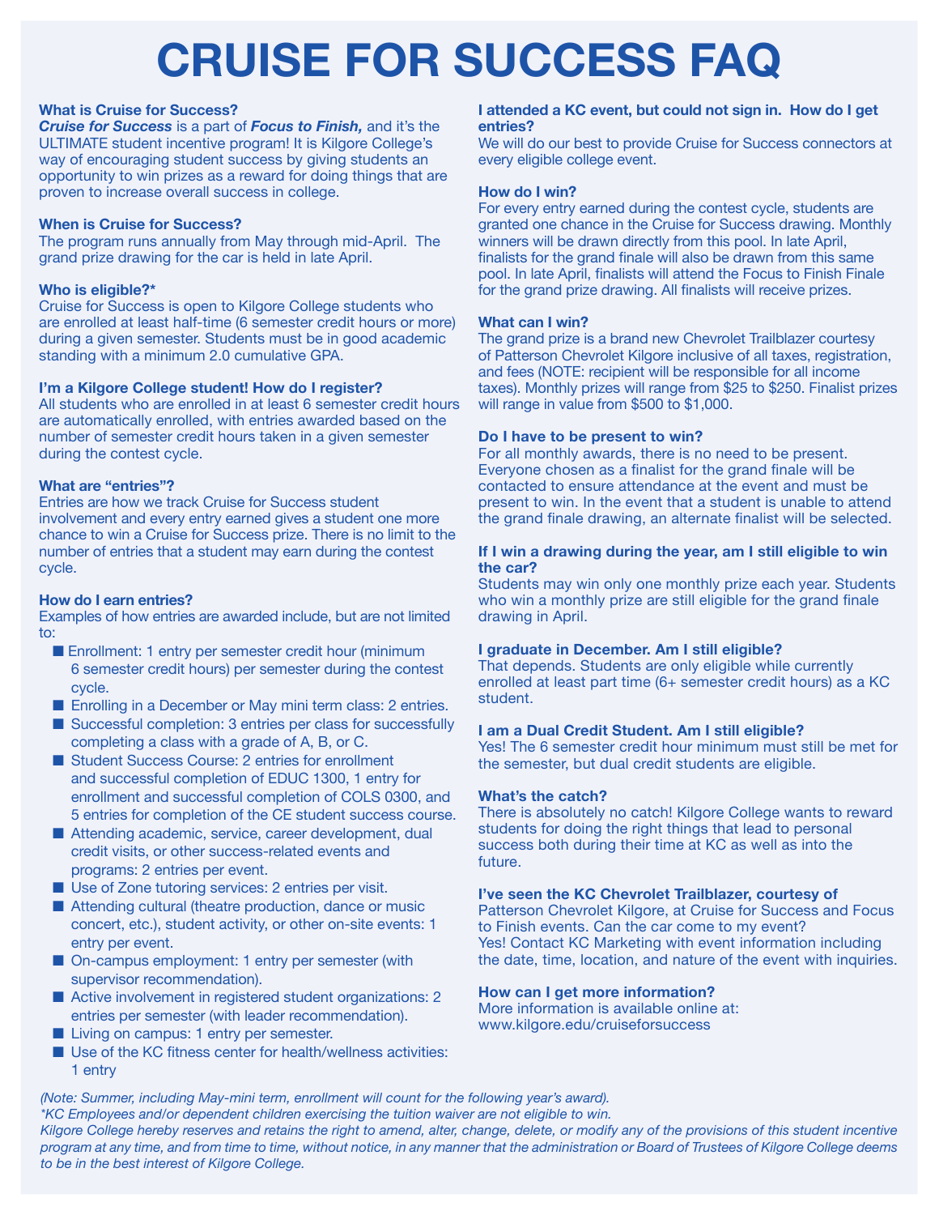# CRUISE FOR SUCCESS FAQ

**What is Cruise for Success?**

***Cruise for Success*** is a part of ***Focus to Finish,*** and it's the ULTIMATE student incentive program! It is Kilgore College's way of encouraging student success by giving students an opportunity to win prizes as a reward for doing things that are proven to increase overall success in college.

**When is Cruise for Success?**

The program runs annually from May through mid-April. The grand prize drawing for the car is held in late April.

**Who is eligible?***

Cruise for Success is open to Kilgore College students who are enrolled at least half-time (6 semester credit hours or more) during a given semester. Students must be in good academic standing with a minimum 2.0 cumulative GPA.

**I'm a Kilgore College student! How do I register?**

All students who are enrolled in at least 6 semester credit hours are automatically enrolled, with entries awarded based on the number of semester credit hours taken in a given semester during the contest cycle.

**What are "entries"?**

Entries are how we track Cruise for Success student involvement and every entry earned gives a student one more chance to win a Cruise for Success prize. There is no limit to the number of entries that a student may earn during the contest cycle.

**How do I earn entries?**

Examples of how entries are awarded include, but are not limited to:

- Enrollment: 1 entry per semester credit hour (minimum 6 semester credit hours) per semester during the contest cycle.
- Enrolling in a December or May mini term class: 2 entries.
- Successful completion: 3 entries per class for successfully completing a class with a grade of A, B, or C.
- Student Success Course: 2 entries for enrollment and successful completion of EDUC 1300, 1 entry for enrollment and successful completion of COLS 0300, and 5 entries for completion of the CE student success course.
- Attending academic, service, career development, dual credit visits, or other success-related events and programs: 2 entries per event.
- Use of Zone tutoring services: 2 entries per visit.
- Attending cultural (theatre production, dance or music concert, etc.), student activity, or other on-site events: 1 entry per event.
- On-campus employment: 1 entry per semester (with supervisor recommendation).
- Active involvement in registered student organizations: 2 entries per semester (with leader recommendation).
- Living on campus: 1 entry per semester.
- Use of the KC fitness center for health/wellness activities: 1 entry

**I attended a KC event, but could not sign in. How do I get entries?**

We will do our best to provide Cruise for Success connectors at every eligible college event.

**How do I win?**

For every entry earned during the contest cycle, students are granted one chance in the Cruise for Success drawing. Monthly winners will be drawn directly from this pool. In late April, finalists for the grand finale will also be drawn from this same pool. In late April, finalists will attend the Focus to Finish Finale for the grand prize drawing. All finalists will receive prizes.

**What can I win?**

The grand prize is a brand new Chevrolet Trailblazer courtesy of Patterson Chevrolet Kilgore inclusive of all taxes, registration, and fees (NOTE: recipient will be responsible for all income taxes). Monthly prizes will range from $25 to $250. Finalist prizes will range in value from $500 to $1,000.

**Do I have to be present to win?**

For all monthly awards, there is no need to be present. Everyone chosen as a finalist for the grand finale will be contacted to ensure attendance at the event and must be present to win. In the event that a student is unable to attend the grand finale drawing, an alternate finalist will be selected.

**If I win a drawing during the year, am I still eligible to win the car?**

Students may win only one monthly prize each year. Students who win a monthly prize are still eligible for the grand finale drawing in April.

**I graduate in December. Am I still eligible?**

That depends. Students are only eligible while currently enrolled at least part time (6+ semester credit hours) as a KC student.

**I am a Dual Credit Student. Am I still eligible?**

Yes! The 6 semester credit hour minimum must still be met for the semester, but dual credit students are eligible.

**What's the catch?**

There is absolutely no catch! Kilgore College wants to reward students for doing the right things that lead to personal success both during their time at KC as well as into the future.

**I've seen the KC Chevrolet Trailblazer, courtesy of** Patterson Chevrolet Kilgore, at Cruise for Success and Focus to Finish events. Can the car come to my event?

Yes! Contact KC Marketing with event information including the date, time, location, and nature of the event with inquiries.

**How can I get more information?**

More information is available online at: www.kilgore.edu/cruiseforsuccess

*(Note: Summer, including May-mini term, enrollment will count for the following year's award).*

**KC Employees and/or dependent children exercising the tuition waiver are not eligible to win.*

*Kilgore College hereby reserves and retains the right to amend, alter, change, delete, or modify any of the provisions of this student incentive program at any time, and from time to time, without notice, in any manner that the administration or Board of Trustees of Kilgore College deems to be in the best interest of Kilgore College.*